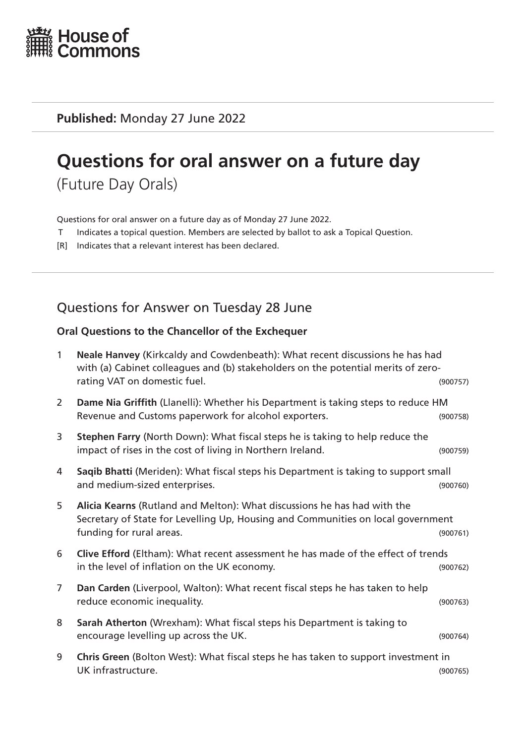House of Commons

**Published:** Monday 27 June 2022

# Questions for oral answer on a future day

(Future Day Orals)

Questions for oral answer on a future day as of Monday 27 June 2022.

T Indicates a topical question. Members are selected by ballot to ask a Topical Question.

[R] Indicates that a relevant interest has been declared.

## Questions for Answer on Tuesday 28 June

### Oral Questions to the Chancellor of the Exchequer

1 **Neale Hanvey** (Kirkcaldy and Cowdenbeath): What recent discussions he has had with (a) Cabinet colleagues and (b) stakeholders on the potential merits of zero-rating VAT on domestic fuel. (900757)

2 **Dame Nia Griffith** (Llanelli): Whether his Department is taking steps to reduce HM Revenue and Customs paperwork for alcohol exporters. (900758)

3 **Stephen Farry** (North Down): What fiscal steps he is taking to help reduce the impact of rises in the cost of living in Northern Ireland. (900759)

4 **Saqib Bhatti** (Meriden): What fiscal steps his Department is taking to support small and medium-sized enterprises. (900760)

5 **Alicia Kearns** (Rutland and Melton): What discussions he has had with the Secretary of State for Levelling Up, Housing and Communities on local government funding for rural areas. (900761)

6 **Clive Efford** (Eltham): What recent assessment he has made of the effect of trends in the level of inflation on the UK economy. (900762)

7 **Dan Carden** (Liverpool, Walton): What recent fiscal steps he has taken to help reduce economic inequality. (900763)

8 **Sarah Atherton** (Wrexham): What fiscal steps his Department is taking to encourage levelling up across the UK. (900764)

9 **Chris Green** (Bolton West): What fiscal steps he has taken to support investment in UK infrastructure. (900765)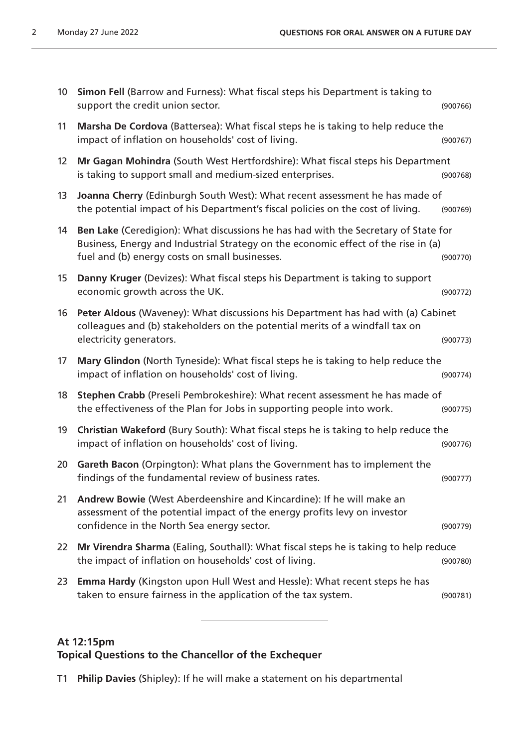10 **Simon Fell** (Barrow and Furness): What fiscal steps his Department is taking to support the credit union sector. (900766)

11 **Marsha De Cordova** (Battersea): What fiscal steps he is taking to help reduce the impact of inflation on households' cost of living. (900767)

12 **Mr Gagan Mohindra** (South West Hertfordshire): What fiscal steps his Department is taking to support small and medium-sized enterprises. (900768)

13 **Joanna Cherry** (Edinburgh South West): What recent assessment he has made of the potential impact of his Department's fiscal policies on the cost of living. (900769)

14 **Ben Lake** (Ceredigion): What discussions he has had with the Secretary of State for Business, Energy and Industrial Strategy on the economic effect of the rise in (a) fuel and (b) energy costs on small businesses. (900770)

15 **Danny Kruger** (Devizes): What fiscal steps his Department is taking to support economic growth across the UK. (900772)

16 **Peter Aldous** (Waveney): What discussions his Department has had with (a) Cabinet colleagues and (b) stakeholders on the potential merits of a windfall tax on electricity generators. (900773)

17 **Mary Glindon** (North Tyneside): What fiscal steps he is taking to help reduce the impact of inflation on households' cost of living. (900774)

18 **Stephen Crabb** (Preseli Pembrokeshire): What recent assessment he has made of the effectiveness of the Plan for Jobs in supporting people into work. (900775)

19 **Christian Wakeford** (Bury South): What fiscal steps he is taking to help reduce the impact of inflation on households' cost of living. (900776)

20 **Gareth Bacon** (Orpington): What plans the Government has to implement the findings of the fundamental review of business rates. (900777)

21 **Andrew Bowie** (West Aberdeenshire and Kincardine): If he will make an assessment of the potential impact of the energy profits levy on investor confidence in the North Sea energy sector. (900779)

22 **Mr Virendra Sharma** (Ealing, Southall): What fiscal steps he is taking to help reduce the impact of inflation on households' cost of living. (900780)

23 **Emma Hardy** (Kingston upon Hull West and Hessle): What recent steps he has taken to ensure fairness in the application of the tax system. (900781)

---

## At 12:15pm
## Topical Questions to the Chancellor of the Exchequer

T1 **Philip Davies** (Shipley): If he will make a statement on his departmental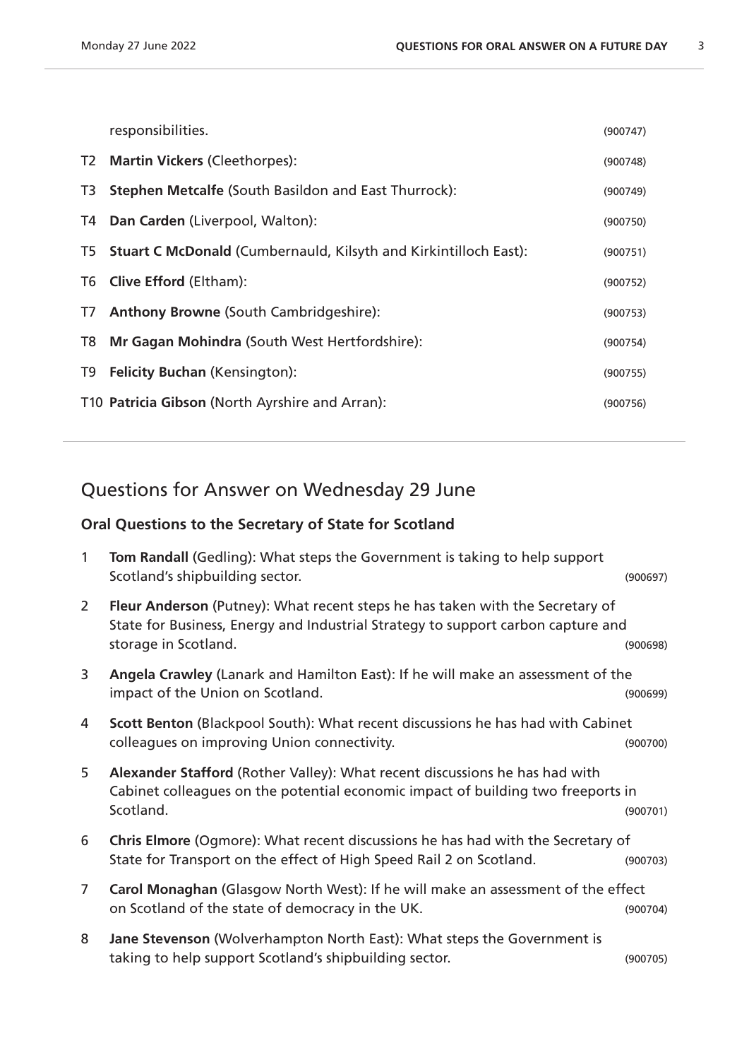responsibilities. (900747)

T2 **Martin Vickers** (Cleethorpes): (900748)

T3 **Stephen Metcalfe** (South Basildon and East Thurrock): (900749)

T4 **Dan Carden** (Liverpool, Walton): (900750)

T5 **Stuart C McDonald** (Cumbernauld, Kilsyth and Kirkintilloch East): (900751)

T6 **Clive Efford** (Eltham): (900752)

T7 **Anthony Browne** (South Cambridgeshire): (900753)

T8 **Mr Gagan Mohindra** (South West Hertfordshire): (900754)

T9 **Felicity Buchan** (Kensington): (900755)

T10 **Patricia Gibson** (North Ayrshire and Arran): (900756)

## Questions for Answer on Wednesday 29 June

### Oral Questions to the Secretary of State for Scotland

1 **Tom Randall** (Gedling): What steps the Government is taking to help support Scotland's shipbuilding sector. (900697)

2 **Fleur Anderson** (Putney): What recent steps he has taken with the Secretary of State for Business, Energy and Industrial Strategy to support carbon capture and storage in Scotland. (900698)

3 **Angela Crawley** (Lanark and Hamilton East): If he will make an assessment of the impact of the Union on Scotland. (900699)

4 **Scott Benton** (Blackpool South): What recent discussions he has had with Cabinet colleagues on improving Union connectivity. (900700)

5 **Alexander Stafford** (Rother Valley): What recent discussions he has had with Cabinet colleagues on the potential economic impact of building two freeports in Scotland. (900701)

6 **Chris Elmore** (Ogmore): What recent discussions he has had with the Secretary of State for Transport on the effect of High Speed Rail 2 on Scotland. (900703)

7 **Carol Monaghan** (Glasgow North West): If he will make an assessment of the effect on Scotland of the state of democracy in the UK. (900704)

8 **Jane Stevenson** (Wolverhampton North East): What steps the Government is taking to help support Scotland's shipbuilding sector. (900705)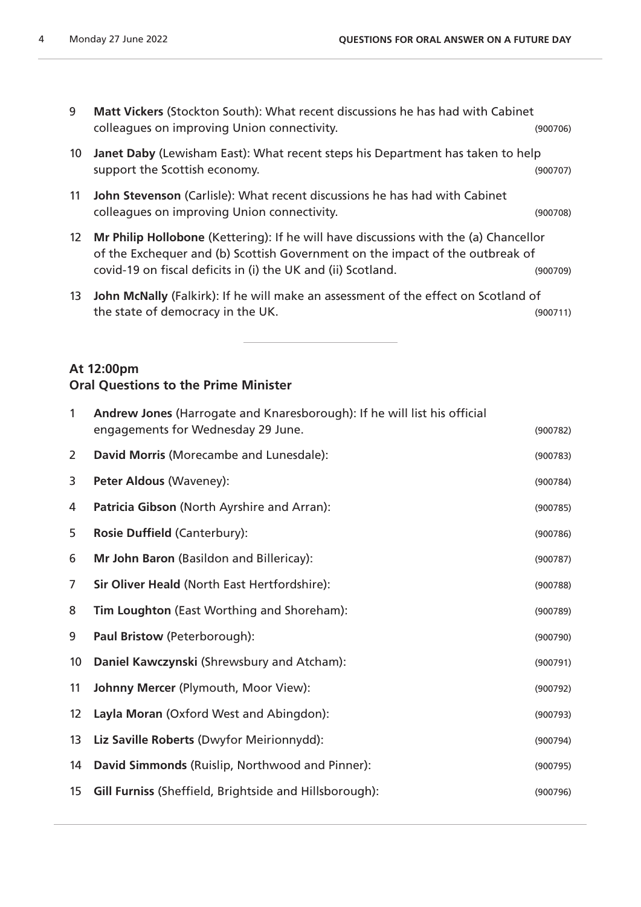9 **Matt Vickers** (Stockton South): What recent discussions he has had with Cabinet colleagues on improving Union connectivity. (900706)

10 **Janet Daby** (Lewisham East): What recent steps his Department has taken to help support the Scottish economy. (900707)

11 **John Stevenson** (Carlisle): What recent discussions he has had with Cabinet colleagues on improving Union connectivity. (900708)

12 **Mr Philip Hollobone** (Kettering): If he will have discussions with the (a) Chancellor of the Exchequer and (b) Scottish Government on the impact of the outbreak of covid-19 on fiscal deficits in (i) the UK and (ii) Scotland. (900709)

13 **John McNally** (Falkirk): If he will make an assessment of the effect on Scotland of the state of democracy in the UK. (900711)

---

### At 12:00pm
### Oral Questions to the Prime Minister

1 **Andrew Jones** (Harrogate and Knaresborough): If he will list his official engagements for Wednesday 29 June. (900782)

2 **David Morris** (Morecambe and Lunesdale): (900783)

3 **Peter Aldous** (Waveney): (900784)

4 **Patricia Gibson** (North Ayrshire and Arran): (900785)

5 **Rosie Duffield** (Canterbury): (900786)

6 **Mr John Baron** (Basildon and Billericay): (900787)

7 **Sir Oliver Heald** (North East Hertfordshire): (900788)

8 **Tim Loughton** (East Worthing and Shoreham): (900789)

9 **Paul Bristow** (Peterborough): (900790)

10 **Daniel Kawczynski** (Shrewsbury and Atcham): (900791)

11 **Johnny Mercer** (Plymouth, Moor View): (900792)

12 **Layla Moran** (Oxford West and Abingdon): (900793)

13 **Liz Saville Roberts** (Dwyfor Meirionnydd): (900794)

14 **David Simmonds** (Ruislip, Northwood and Pinner): (900795)

15 **Gill Furniss** (Sheffield, Brightside and Hillsborough): (900796)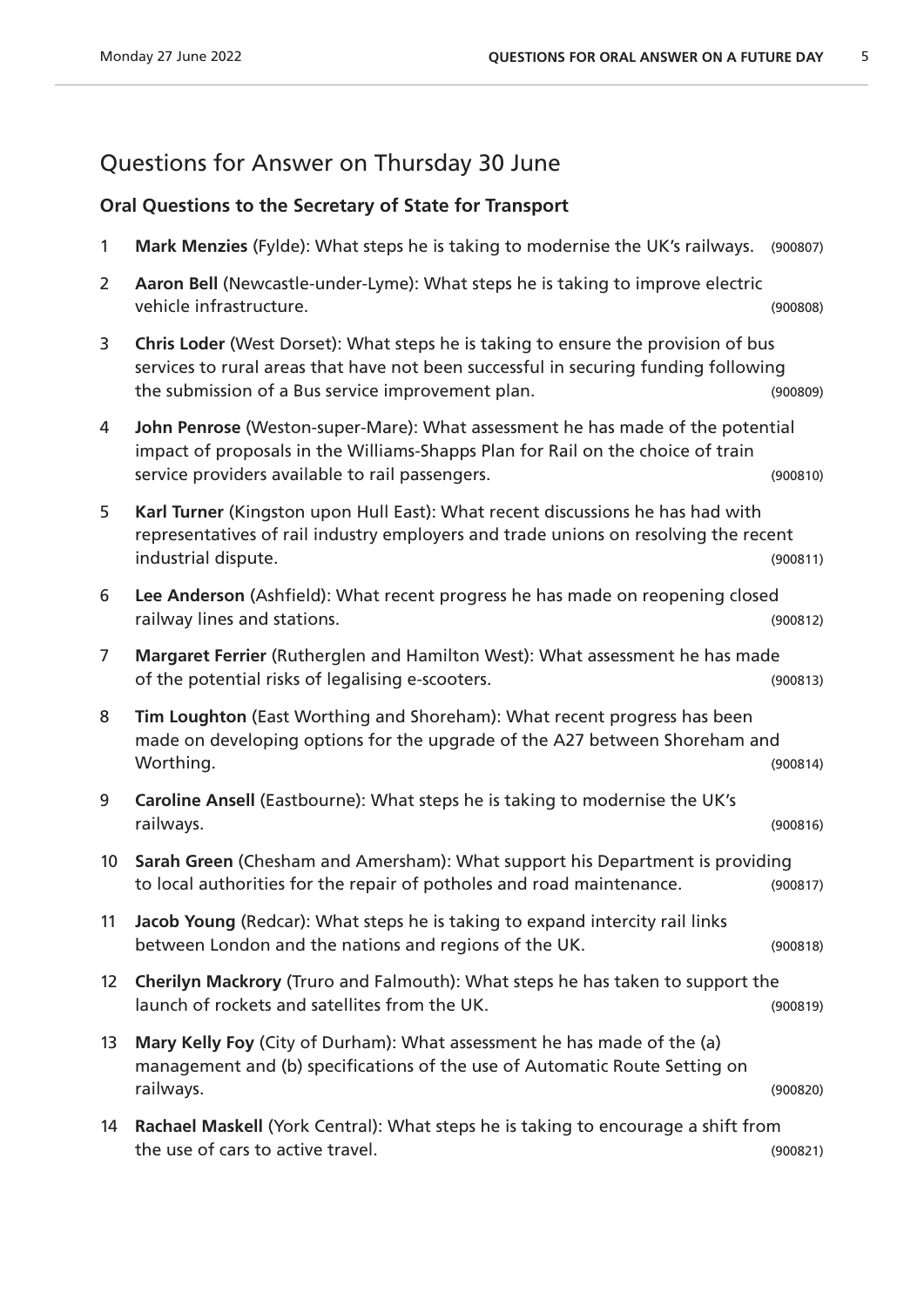## Questions for Answer on Thursday 30 June

### Oral Questions to the Secretary of State for Transport

1 **Mark Menzies** (Fylde): What steps he is taking to modernise the UK's railways. (900807)

2 **Aaron Bell** (Newcastle-under-Lyme): What steps he is taking to improve electric vehicle infrastructure. (900808)

3 **Chris Loder** (West Dorset): What steps he is taking to ensure the provision of bus services to rural areas that have not been successful in securing funding following the submission of a Bus service improvement plan. (900809)

4 **John Penrose** (Weston-super-Mare): What assessment he has made of the potential impact of proposals in the Williams-Shapps Plan for Rail on the choice of train service providers available to rail passengers. (900810)

5 **Karl Turner** (Kingston upon Hull East): What recent discussions he has had with representatives of rail industry employers and trade unions on resolving the recent industrial dispute. (900811)

6 **Lee Anderson** (Ashfield): What recent progress he has made on reopening closed railway lines and stations. (900812)

7 **Margaret Ferrier** (Rutherglen and Hamilton West): What assessment he has made of the potential risks of legalising e-scooters. (900813)

8 **Tim Loughton** (East Worthing and Shoreham): What recent progress has been made on developing options for the upgrade of the A27 between Shoreham and Worthing. (900814)

9 **Caroline Ansell** (Eastbourne): What steps he is taking to modernise the UK's railways. (900816)

10 **Sarah Green** (Chesham and Amersham): What support his Department is providing to local authorities for the repair of potholes and road maintenance. (900817)

11 **Jacob Young** (Redcar): What steps he is taking to expand intercity rail links between London and the nations and regions of the UK. (900818)

12 **Cherilyn Mackrory** (Truro and Falmouth): What steps he has taken to support the launch of rockets and satellites from the UK. (900819)

13 **Mary Kelly Foy** (City of Durham): What assessment he has made of the (a) management and (b) specifications of the use of Automatic Route Setting on railways. (900820)

14 **Rachael Maskell** (York Central): What steps he is taking to encourage a shift from the use of cars to active travel. (900821)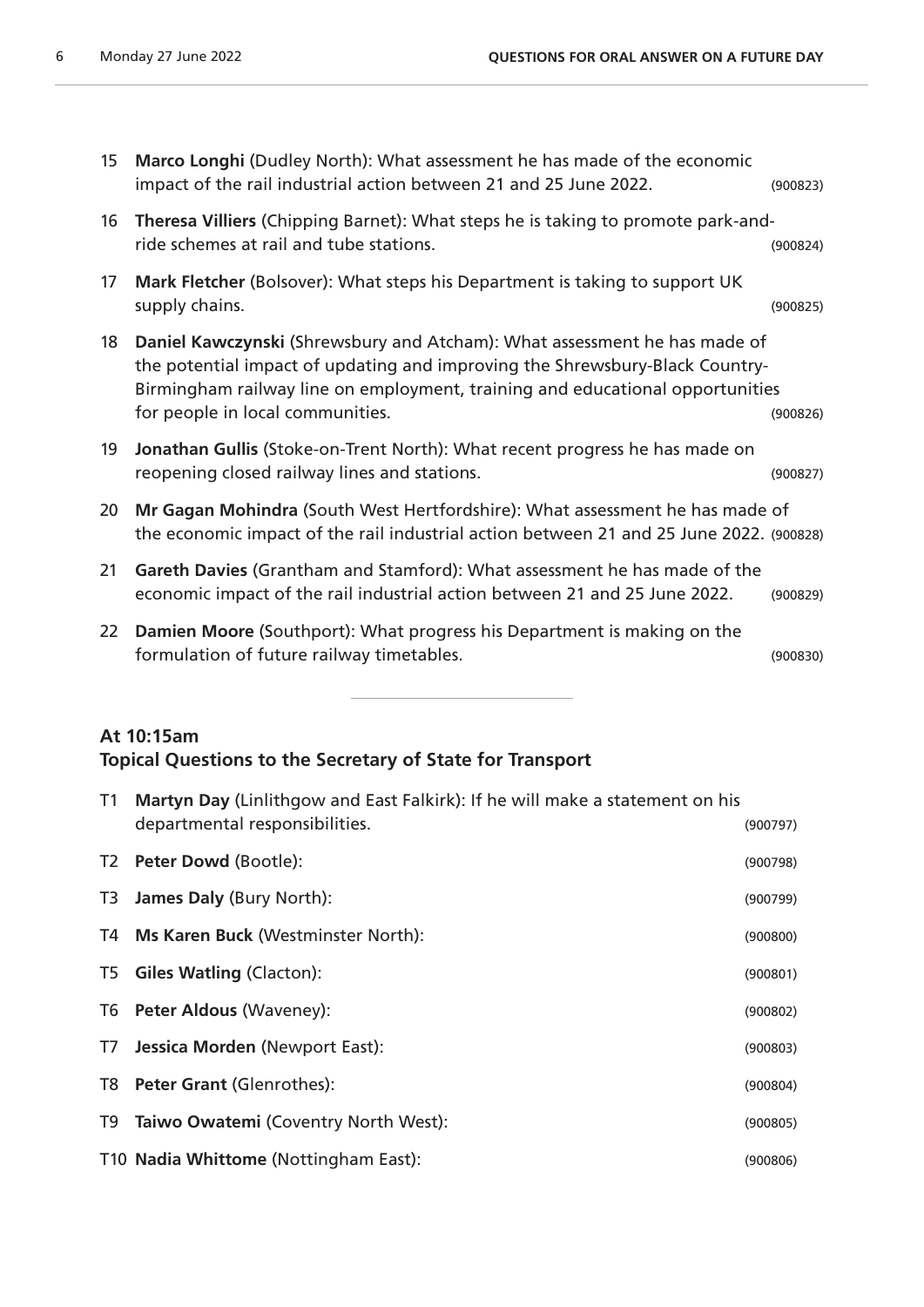15 **Marco Longhi** (Dudley North): What assessment he has made of the economic impact of the rail industrial action between 21 and 25 June 2022. (900823)

16 **Theresa Villiers** (Chipping Barnet): What steps he is taking to promote park-and-ride schemes at rail and tube stations. (900824)

17 **Mark Fletcher** (Bolsover): What steps his Department is taking to support UK supply chains. (900825)

18 **Daniel Kawczynski** (Shrewsbury and Atcham): What assessment he has made of the potential impact of updating and improving the Shrewsbury-Black Country-Birmingham railway line on employment, training and educational opportunities for people in local communities. (900826)

19 **Jonathan Gullis** (Stoke-on-Trent North): What recent progress he has made on reopening closed railway lines and stations. (900827)

20 **Mr Gagan Mohindra** (South West Hertfordshire): What assessment he has made of the economic impact of the rail industrial action between 21 and 25 June 2022. (900828)

21 **Gareth Davies** (Grantham and Stamford): What assessment he has made of the economic impact of the rail industrial action between 21 and 25 June 2022. (900829)

22 **Damien Moore** (Southport): What progress his Department is making on the formulation of future railway timetables. (900830)

---

### At 10:15am
### Topical Questions to the Secretary of State for Transport

T1 **Martyn Day** (Linlithgow and East Falkirk): If he will make a statement on his departmental responsibilities. (900797)

T2 **Peter Dowd** (Bootle): (900798)

T3 **James Daly** (Bury North): (900799)

T4 **Ms Karen Buck** (Westminster North): (900800)

T5 **Giles Watling** (Clacton): (900801)

T6 **Peter Aldous** (Waveney): (900802)

T7 **Jessica Morden** (Newport East): (900803)

T8 **Peter Grant** (Glenrothes): (900804)

T9 **Taiwo Owatemi** (Coventry North West): (900805)

T10 **Nadia Whittome** (Nottingham East): (900806)